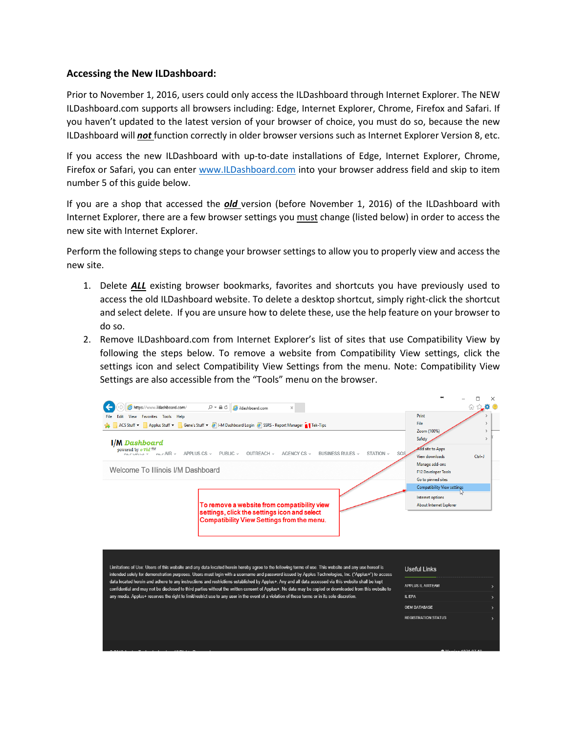## Accessing the New ILDashboard:

Prior to November 1, 2016, users could only access the ILDashboard through Internet Explorer. The NEW ILDashboard.com supports all browsers including: Edge, Internet Explorer, Chrome, Firefox and Safari. If you haven't updated to the latest version of your browser of choice, you must do so, because the new ILDashboard will ***not*** function correctly in older browser versions such as Internet Explorer Version 8, etc.

If you access the new ILDashboard with up-to-date installations of Edge, Internet Explorer, Chrome, Firefox or Safari, you can enter [www.ILDashboard.com](http://www.ILDashboard.com) into your browser address field and skip to item number 5 of this guide below.

If you are a shop that accessed the ***old*** version (before November 1, 2016) of the ILDashboard with Internet Explorer, there are a few browser settings you must change (listed below) in order to access the new site with Internet Explorer.

Perform the following steps to change your browser settings to allow you to properly view and access the new site.

1. Delete ***ALL*** existing browser bookmarks, favorites and shortcuts you have previously used to access the old ILDashboard website. To delete a desktop shortcut, simply right-click the shortcut and select delete. If you are unsure how to delete these, use the help feature on your browser to do so.
2. Remove ILDashboard.com from Internet Explorer's list of sites that use Compatibility View by following the steps below. To remove a website from Compatibility View settings, click the settings icon and select Compatibility View Settings from the menu. Note: Compatibility View Settings are also accessible from the "Tools" menu on the browser.

To remove a website from compatibility view settings, click the settings icon and select Compatibility View Settings from the menu.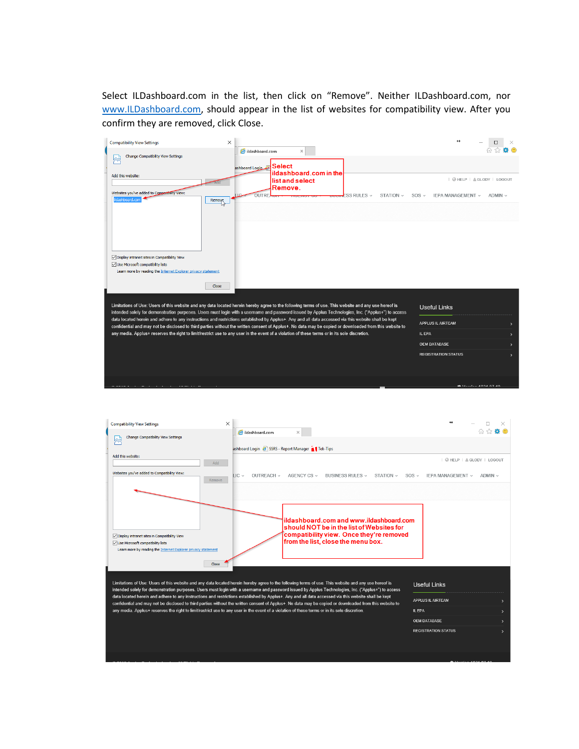Select ILDashboard.com in the list, then click on "Remove". Neither ILDashboard.com, nor www.ILDashboard.com, should appear in the list of websites for compatibility view. After you confirm they are removed, click Close.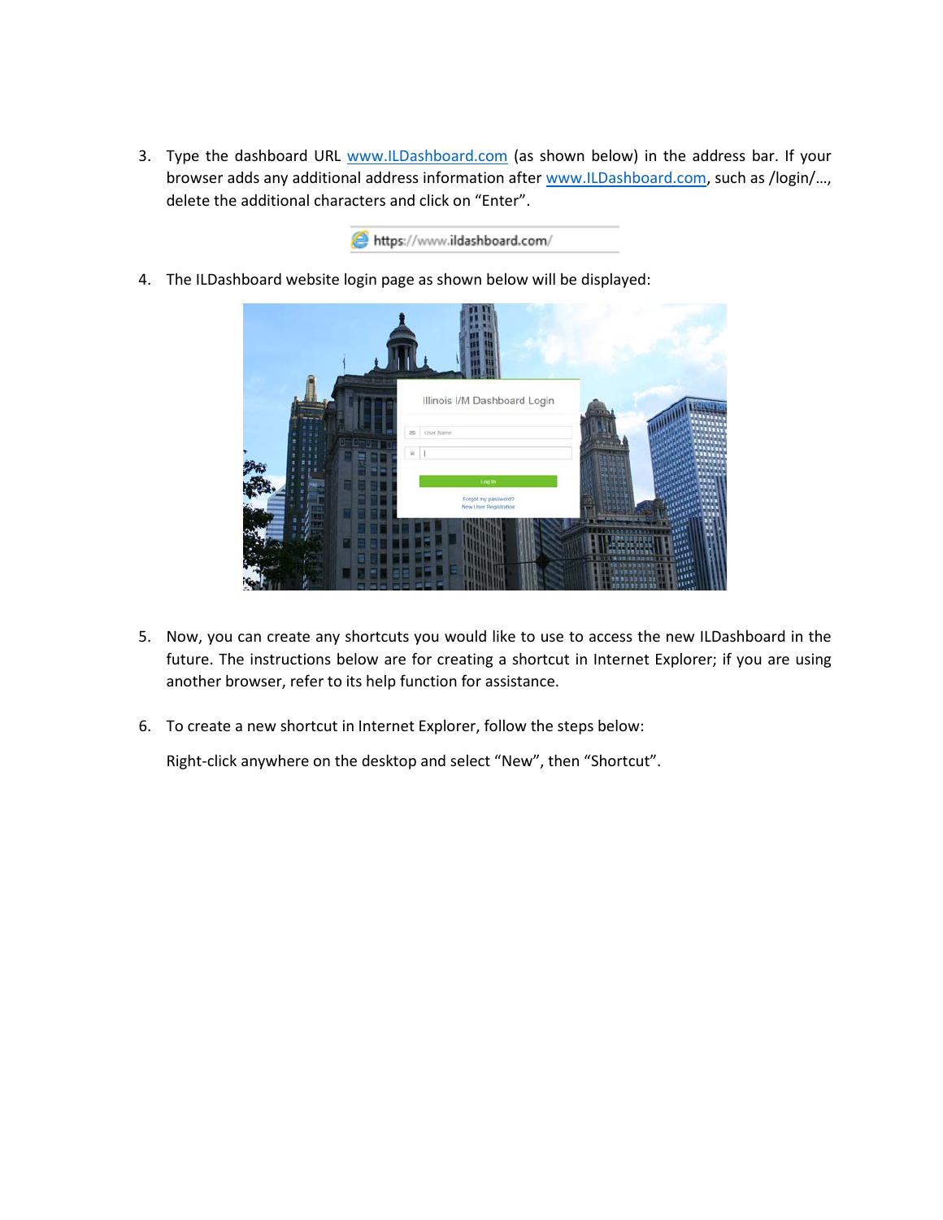3. Type the dashboard URL www.ILDashboard.com (as shown below) in the address bar. If your browser adds any additional address information after www.ILDashboard.com, such as /login/…, delete the additional characters and click on "Enter".

4. The ILDashboard website login page as shown below will be displayed:

5. Now, you can create any shortcuts you would like to use to access the new ILDashboard in the future. The instructions below are for creating a shortcut in Internet Explorer; if you are using another browser, refer to its help function for assistance.

6. To create a new shortcut in Internet Explorer, follow the steps below:

   Right-click anywhere on the desktop and select "New", then "Shortcut".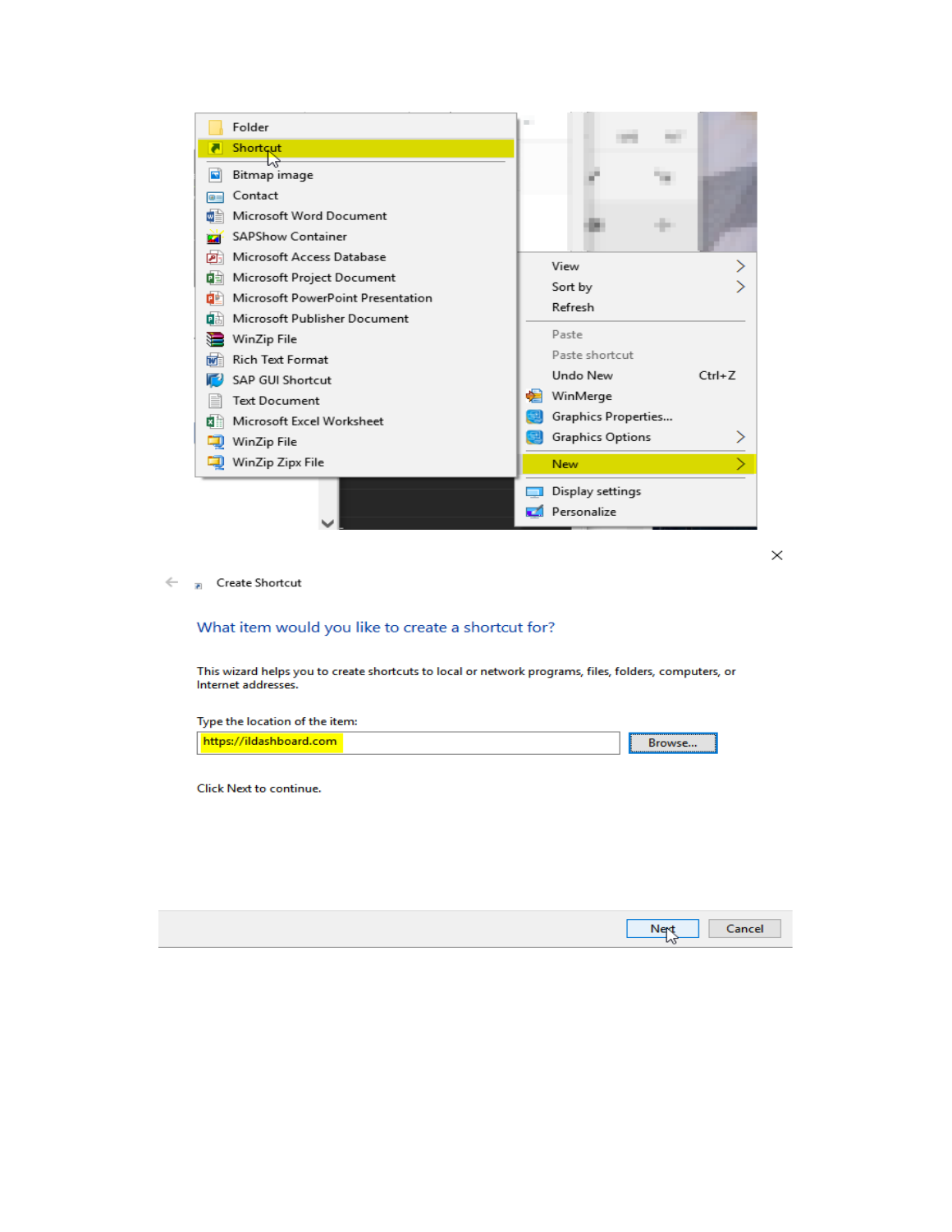Folder
Shortcut

Bitmap image
Contact
Microsoft Word Document
SAPShow Container
Microsoft Access Database
Microsoft Project Document
Microsoft PowerPoint Presentation
Microsoft Publisher Document
WinZip File
Rich Text Format
SAP GUI Shortcut
Text Document
Microsoft Excel Worksheet
WinZip File
WinZip Zipx File

View
Sort by
Refresh

Paste
Paste shortcut
Undo New Ctrl+Z
WinMerge
Graphics Properties...
Graphics Options

New

Display settings
Personalize

Create Shortcut

What item would you like to create a shortcut for?

This wizard helps you to create shortcuts to local or network programs, files, folders, computers, or Internet addresses.

Type the location of the item:

https://ildashboard.com

Browse...

Click Next to continue.

Next Cancel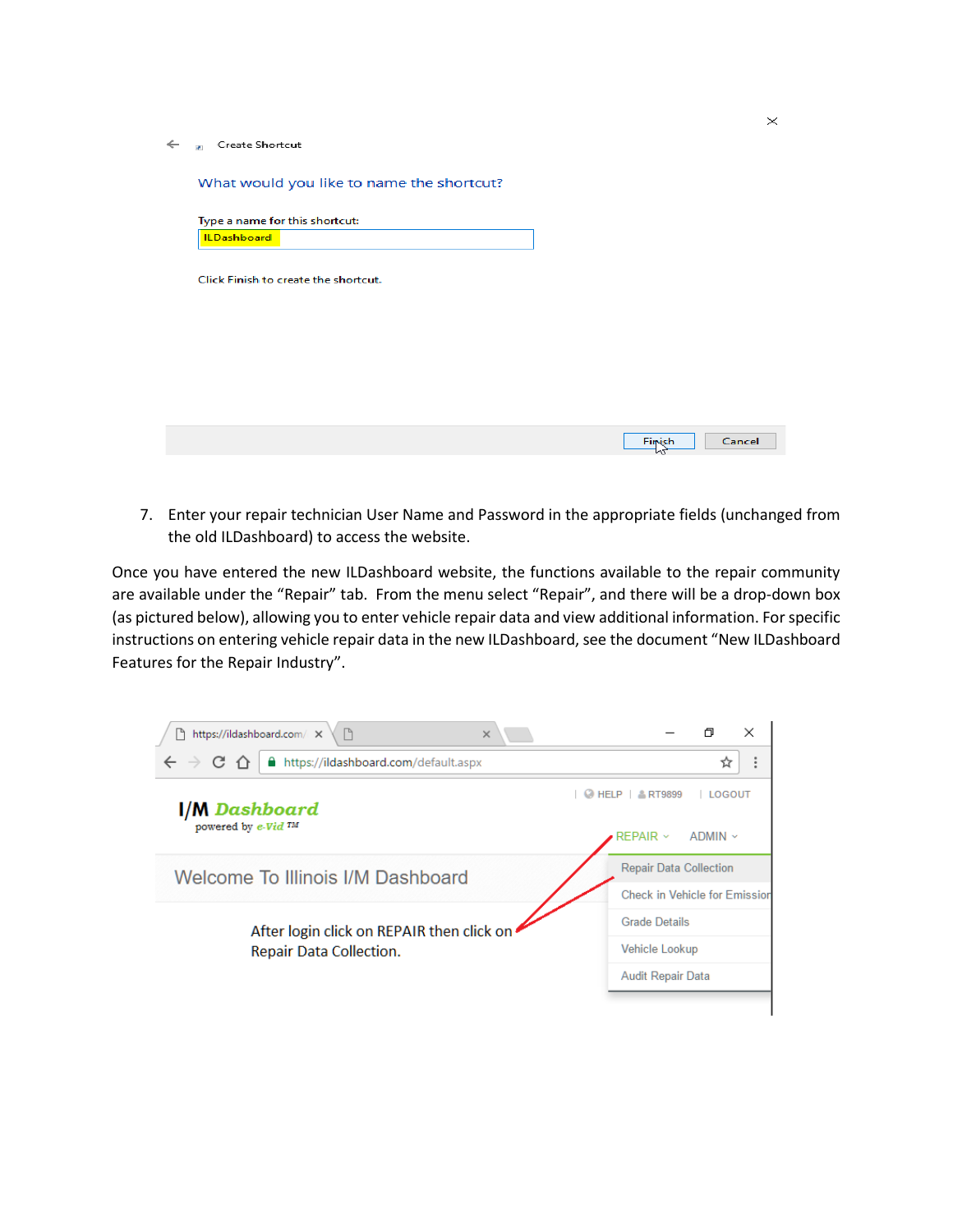Create Shortcut

What would you like to name the shortcut?

Type a name for this shortcut:

ILDashboard

Click Finish to create the shortcut.

Finish Cancel

7. Enter your repair technician User Name and Password in the appropriate fields (unchanged from the old ILDashboard) to access the website.

Once you have entered the new ILDashboard website, the functions available to the repair community are available under the "Repair" tab. From the menu select "Repair", and there will be a drop-down box (as pictured below), allowing you to enter vehicle repair data and view additional information. For specific instructions on entering vehicle repair data in the new ILDashboard, see the document "New ILDashboard Features for the Repair Industry".

https://ildashboard.com/default.aspx

HELP | RT9899 | LOGOUT

I/M Dashboard
powered by e-Vid ™

REPAIR ADMIN

Welcome To Illinois I/M Dashboard

Repair Data Collection
Check in Vehicle for Emission
Grade Details
Vehicle Lookup
Audit Repair Data

After login click on REPAIR then click on Repair Data Collection.